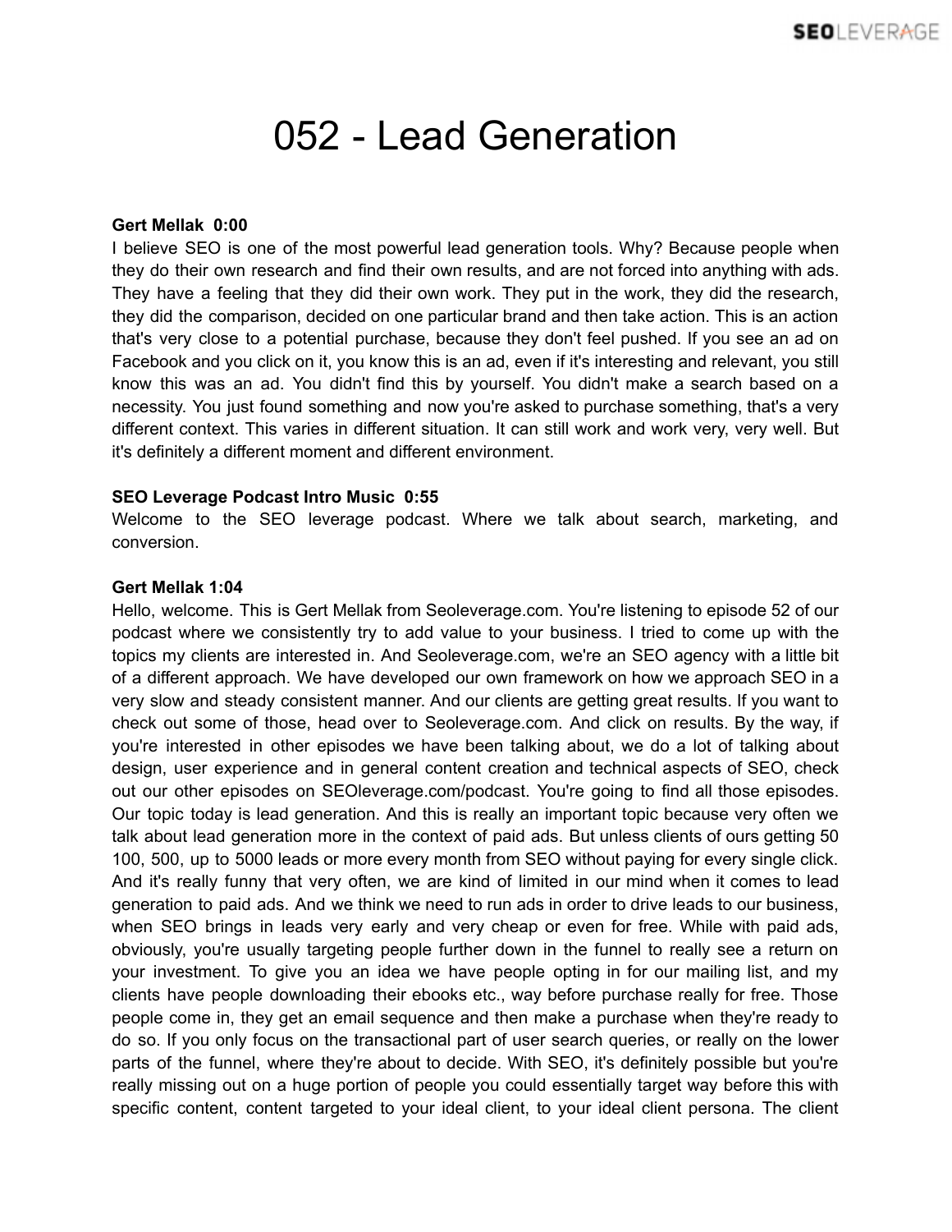# 052 - Lead Generation

**Gert Mellak 0:00**
I believe SEO is one of the most powerful lead generation tools. Why? Because people when they do their own research and find their own results, and are not forced into anything with ads. They have a feeling that they did their own work. They put in the work, they did the research, they did the comparison, decided on one particular brand and then take action. This is an action that's very close to a potential purchase, because they don't feel pushed. If you see an ad on Facebook and you click on it, you know this is an ad, even if it's interesting and relevant, you still know this was an ad. You didn't find this by yourself. You didn't make a search based on a necessity. You just found something and now you're asked to purchase something, that's a very different context. This varies in different situation. It can still work and work very, very well. But it's definitely a different moment and different environment.

**SEO Leverage Podcast Intro Music 0:55**
Welcome to the SEO leverage podcast. Where we talk about search, marketing, and conversion.

**Gert Mellak 1:04**
Hello, welcome. This is Gert Mellak from Seoleverage.com. You're listening to episode 52 of our podcast where we consistently try to add value to your business. I tried to come up with the topics my clients are interested in. And Seoleverage.com, we're an SEO agency with a little bit of a different approach. We have developed our own framework on how we approach SEO in a very slow and steady consistent manner. And our clients are getting great results. If you want to check out some of those, head over to Seoleverage.com. And click on results. By the way, if you're interested in other episodes we have been talking about, we do a lot of talking about design, user experience and in general content creation and technical aspects of SEO, check out our other episodes on SEOleverage.com/podcast. You're going to find all those episodes. Our topic today is lead generation. And this is really an important topic because very often we talk about lead generation more in the context of paid ads. But unless clients of ours getting 50 100, 500, up to 5000 leads or more every month from SEO without paying for every single click. And it's really funny that very often, we are kind of limited in our mind when it comes to lead generation to paid ads. And we think we need to run ads in order to drive leads to our business, when SEO brings in leads very early and very cheap or even for free. While with paid ads, obviously, you're usually targeting people further down in the funnel to really see a return on your investment. To give you an idea we have people opting in for our mailing list, and my clients have people downloading their ebooks etc., way before purchase really for free. Those people come in, they get an email sequence and then make a purchase when they're ready to do so. If you only focus on the transactional part of user search queries, or really on the lower parts of the funnel, where they're about to decide. With SEO, it's definitely possible but you're really missing out on a huge portion of people you could essentially target way before this with specific content, content targeted to your ideal client, to your ideal client persona. The client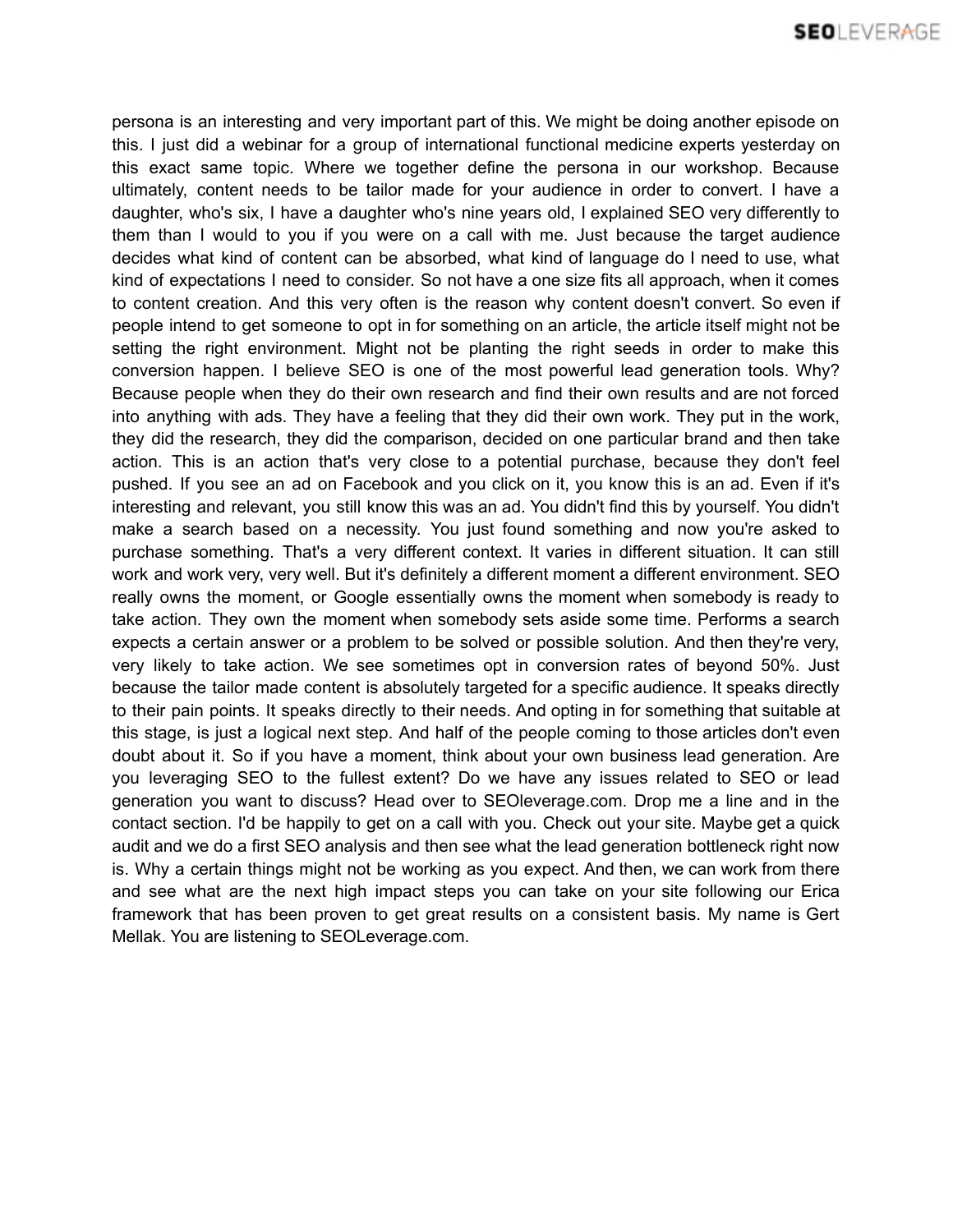persona is an interesting and very important part of this. We might be doing another episode on this. I just did a webinar for a group of international functional medicine experts yesterday on this exact same topic. Where we together define the persona in our workshop. Because ultimately, content needs to be tailor made for your audience in order to convert. I have a daughter, who's six, I have a daughter who's nine years old, I explained SEO very differently to them than I would to you if you were on a call with me. Just because the target audience decides what kind of content can be absorbed, what kind of language do I need to use, what kind of expectations I need to consider. So not have a one size fits all approach, when it comes to content creation. And this very often is the reason why content doesn't convert. So even if people intend to get someone to opt in for something on an article, the article itself might not be setting the right environment. Might not be planting the right seeds in order to make this conversion happen. I believe SEO is one of the most powerful lead generation tools. Why? Because people when they do their own research and find their own results and are not forced into anything with ads. They have a feeling that they did their own work. They put in the work, they did the research, they did the comparison, decided on one particular brand and then take action. This is an action that's very close to a potential purchase, because they don't feel pushed. If you see an ad on Facebook and you click on it, you know this is an ad. Even if it's interesting and relevant, you still know this was an ad. You didn't find this by yourself. You didn't make a search based on a necessity. You just found something and now you're asked to purchase something. That's a very different context. It varies in different situation. It can still work and work very, very well. But it's definitely a different moment a different environment. SEO really owns the moment, or Google essentially owns the moment when somebody is ready to take action. They own the moment when somebody sets aside some time. Performs a search expects a certain answer or a problem to be solved or possible solution. And then they're very, very likely to take action. We see sometimes opt in conversion rates of beyond 50%. Just because the tailor made content is absolutely targeted for a specific audience. It speaks directly to their pain points. It speaks directly to their needs. And opting in for something that suitable at this stage, is just a logical next step. And half of the people coming to those articles don't even doubt about it. So if you have a moment, think about your own business lead generation. Are you leveraging SEO to the fullest extent? Do we have any issues related to SEO or lead generation you want to discuss? Head over to SEOleverage.com. Drop me a line and in the contact section. I'd be happily to get on a call with you. Check out your site. Maybe get a quick audit and we do a first SEO analysis and then see what the lead generation bottleneck right now is. Why a certain things might not be working as you expect. And then, we can work from there and see what are the next high impact steps you can take on your site following our Erica framework that has been proven to get great results on a consistent basis. My name is Gert Mellak. You are listening to SEOLeverage.com.